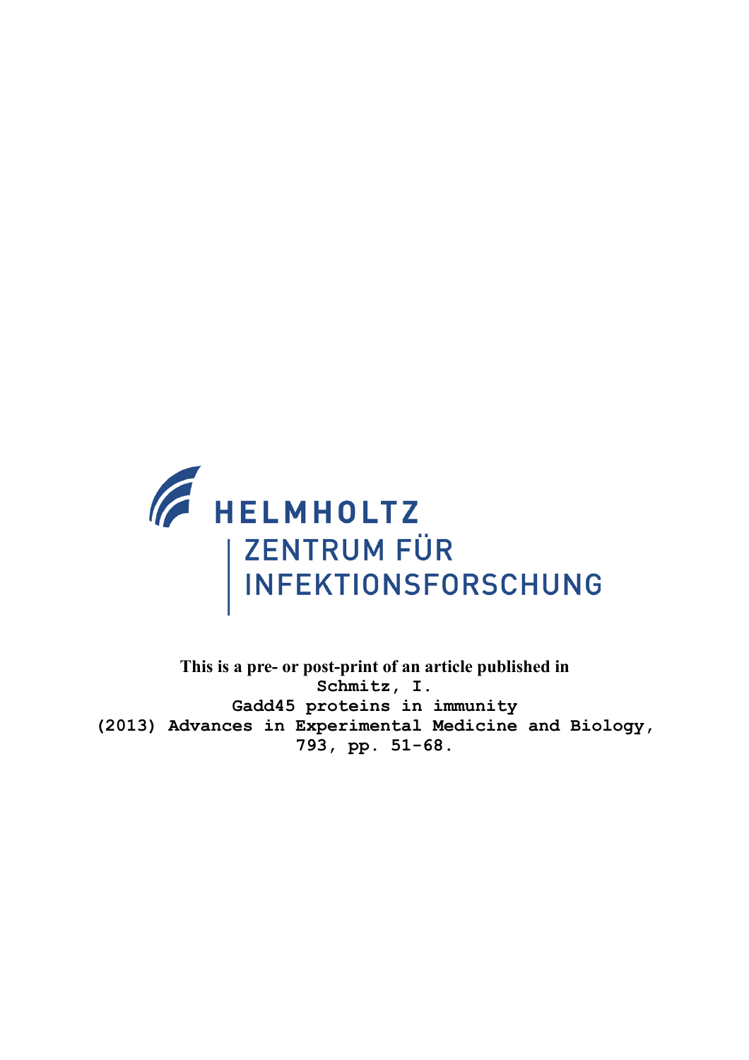HELMHOLTZ

ZENTRUM FÜR INFEKTIONSFORSCHUNG

**This is a pre- or post-print of an article published in**

**Schmitz, I.**

**Gadd45 proteins in immunity**

**(2013) Advances in Experimental Medicine and Biology, 793, pp. 51-68.**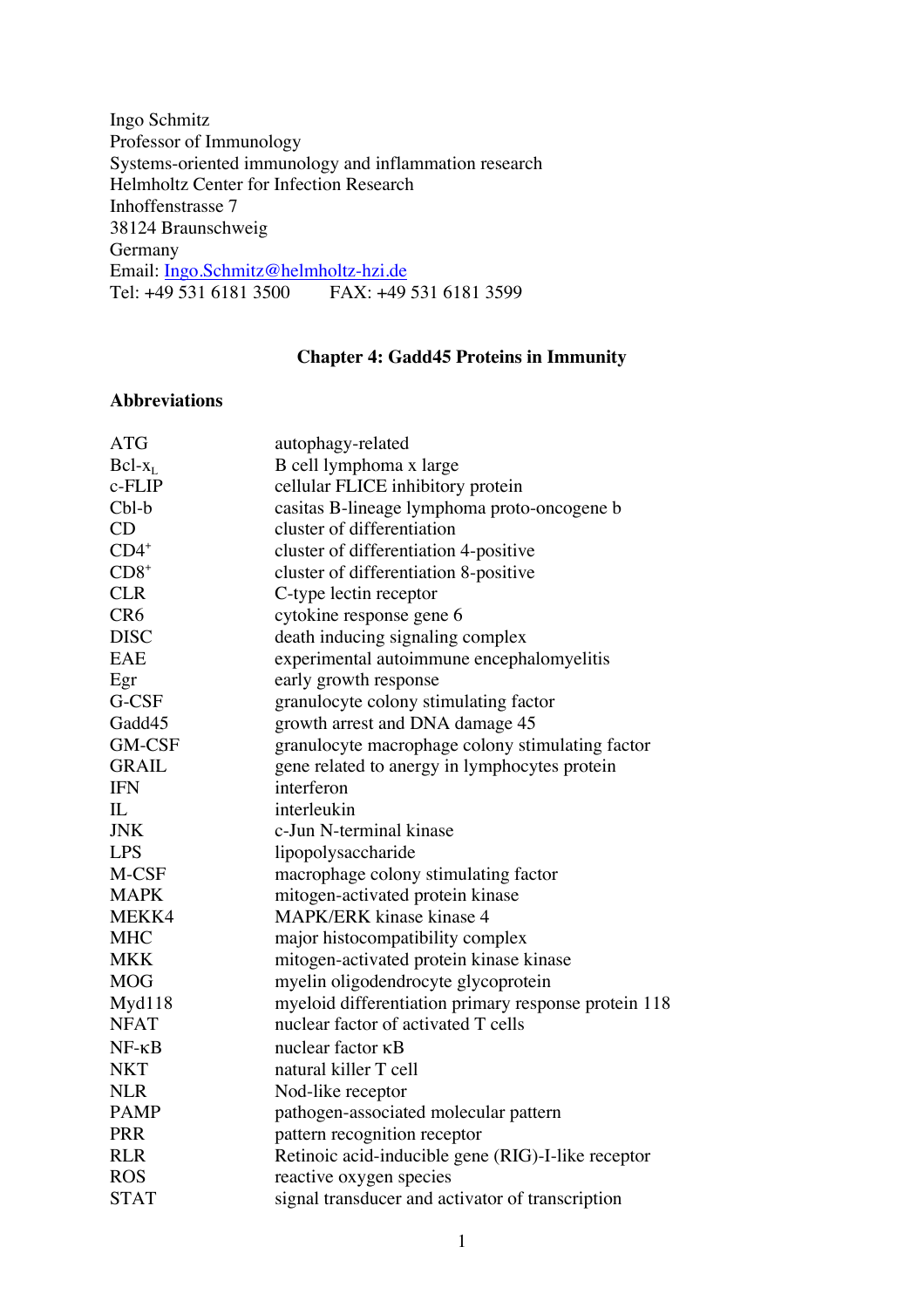Ingo Schmitz
Professor of Immunology
Systems-oriented immunology and inflammation research
Helmholtz Center for Infection Research
Inhoffenstrasse 7
38124 Braunschweig
Germany
Email: Ingo.Schmitz@helmholtz-hzi.de
Tel: +49 531 6181 3500 FAX: +49 531 6181 3599

## Chapter 4: Gadd45 Proteins in Immunity

### Abbreviations

| | |
|---|---|
| ATG | autophagy-related |
| Bcl-$x_L$ | B cell lymphoma x large |
| c-FLIP | cellular FLICE inhibitory protein |
| Cbl-b | casitas B-lineage lymphoma proto-oncogene b |
| CD | cluster of differentiation |
| $CD4^+$ | cluster of differentiation 4-positive |
| $CD8^+$ | cluster of differentiation 8-positive |
| CLR | C-type lectin receptor |
| CR6 | cytokine response gene 6 |
| DISC | death inducing signaling complex |
| EAE | experimental autoimmune encephalomyelitis |
| Egr | early growth response |
| G-CSF | granulocyte colony stimulating factor |
| Gadd45 | growth arrest and DNA damage 45 |
| GM-CSF | granulocyte macrophage colony stimulating factor |
| GRAIL | gene related to anergy in lymphocytes protein |
| IFN | interferon |
| IL | interleukin |
| JNK | c-Jun N-terminal kinase |
| LPS | lipopolysaccharide |
| M-CSF | macrophage colony stimulating factor |
| MAPK | mitogen-activated protein kinase |
| MEKK4 | MAPK/ERK kinase kinase 4 |
| MHC | major histocompatibility complex |
| MKK | mitogen-activated protein kinase kinase |
| MOG | myelin oligodendrocyte glycoprotein |
| Myd118 | myeloid differentiation primary response protein 118 |
| NFAT | nuclear factor of activated T cells |
| NF-κB | nuclear factor κB |
| NKT | natural killer T cell |
| NLR | Nod-like receptor |
| PAMP | pathogen-associated molecular pattern |
| PRR | pattern recognition receptor |
| RLR | Retinoic acid-inducible gene (RIG)-I-like receptor |
| ROS | reactive oxygen species |
| STAT | signal transducer and activator of transcription |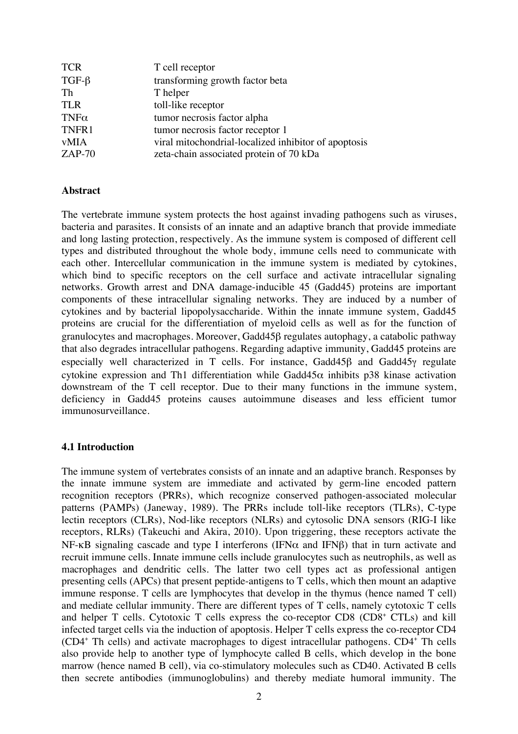| | |
|---|---|
| TCR | T cell receptor |
| TGF-β | transforming growth factor beta |
| Th | T helper |
| TLR | toll-like receptor |
| TNFα | tumor necrosis factor alpha |
| TNFR1 | tumor necrosis factor receptor 1 |
| vMIA | viral mitochondrial-localized inhibitor of apoptosis |
| ZAP-70 | zeta-chain associated protein of 70 kDa |

**Abstract**

The vertebrate immune system protects the host against invading pathogens such as viruses, bacteria and parasites. It consists of an innate and an adaptive branch that provide immediate and long lasting protection, respectively. As the immune system is composed of different cell types and distributed throughout the whole body, immune cells need to communicate with each other. Intercellular communication in the immune system is mediated by cytokines, which bind to specific receptors on the cell surface and activate intracellular signaling networks. Growth arrest and DNA damage-inducible 45 (Gadd45) proteins are important components of these intracellular signaling networks. They are induced by a number of cytokines and by bacterial lipopolysaccharide. Within the innate immune system, Gadd45 proteins are crucial for the differentiation of myeloid cells as well as for the function of granulocytes and macrophages. Moreover, Gadd45β regulates autophagy, a catabolic pathway that also degrades intracellular pathogens. Regarding adaptive immunity, Gadd45 proteins are especially well characterized in T cells. For instance, Gadd45β and Gadd45γ regulate cytokine expression and Th1 differentiation while Gadd45α inhibits p38 kinase activation downstream of the T cell receptor. Due to their many functions in the immune system, deficiency in Gadd45 proteins causes autoimmune diseases and less efficient tumor immunosurveillance.

**4.1 Introduction**

The immune system of vertebrates consists of an innate and an adaptive branch. Responses by the innate immune system are immediate and activated by germ-line encoded pattern recognition receptors (PRRs), which recognize conserved pathogen-associated molecular patterns (PAMPs) (Janeway, 1989). The PRRs include toll-like receptors (TLRs), C-type lectin receptors (CLRs), Nod-like receptors (NLRs) and cytosolic DNA sensors (RIG-I like receptors, RLRs) (Takeuchi and Akira, 2010). Upon triggering, these receptors activate the NF-κB signaling cascade and type I interferons (IFNα and IFNβ) that in turn activate and recruit immune cells. Innate immune cells include granulocytes such as neutrophils, as well as macrophages and dendritic cells. The latter two cell types act as professional antigen presenting cells (APCs) that present peptide-antigens to T cells, which then mount an adaptive immune response. T cells are lymphocytes that develop in the thymus (hence named T cell) and mediate cellular immunity. There are different types of T cells, namely cytotoxic T cells and helper T cells. Cytotoxic T cells express the co-receptor CD8 ($CD8^+$ CTLs) and kill infected target cells via the induction of apoptosis. Helper T cells express the co-receptor CD4 ($CD4^+$ Th cells) and activate macrophages to digest intracellular pathogens. $CD4^+$ Th cells also provide help to another type of lymphocyte called B cells, which develop in the bone marrow (hence named B cell), via co-stimulatory molecules such as CD40. Activated B cells then secrete antibodies (immunoglobulins) and thereby mediate humoral immunity. The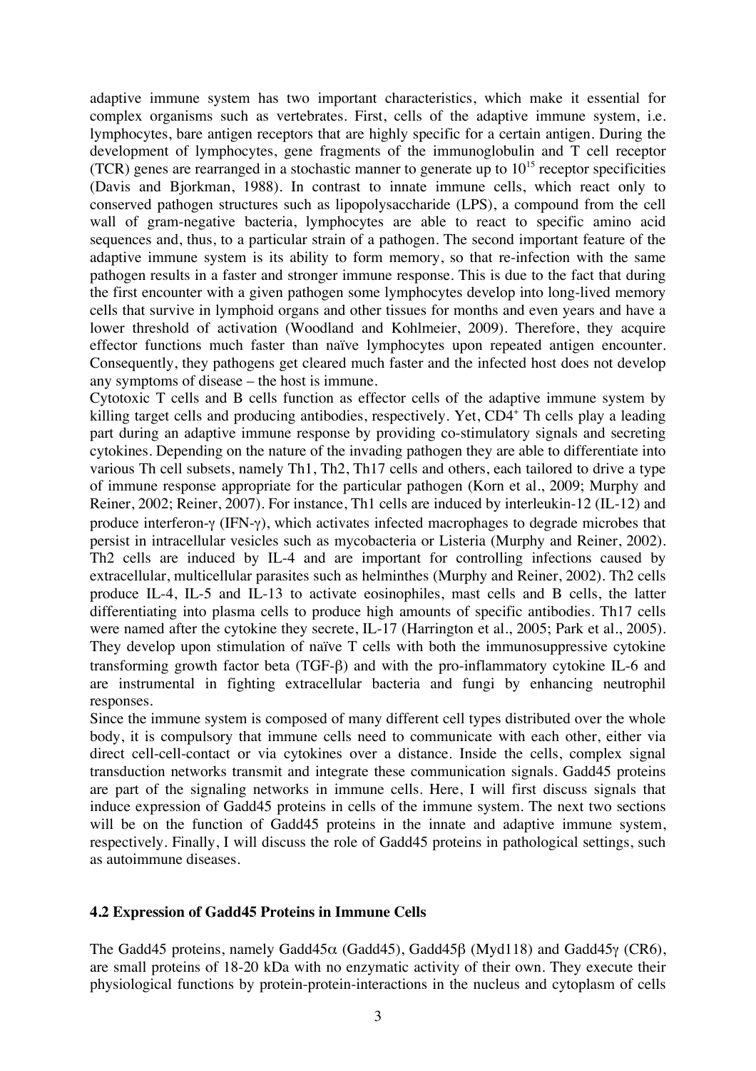adaptive immune system has two important characteristics, which make it essential for complex organisms such as vertebrates. First, cells of the adaptive immune system, i.e. lymphocytes, bare antigen receptors that are highly specific for a certain antigen. During the development of lymphocytes, gene fragments of the immunoglobulin and T cell receptor (TCR) genes are rearranged in a stochastic manner to generate up to $10^{15}$ receptor specificities (Davis and Bjorkman, 1988). In contrast to innate immune cells, which react only to conserved pathogen structures such as lipopolysaccharide (LPS), a compound from the cell wall of gram-negative bacteria, lymphocytes are able to react to specific amino acid sequences and, thus, to a particular strain of a pathogen. The second important feature of the adaptive immune system is its ability to form memory, so that re-infection with the same pathogen results in a faster and stronger immune response. This is due to the fact that during the first encounter with a given pathogen some lymphocytes develop into long-lived memory cells that survive in lymphoid organs and other tissues for months and even years and have a lower threshold of activation (Woodland and Kohlmeier, 2009). Therefore, they acquire effector functions much faster than naïve lymphocytes upon repeated antigen encounter. Consequently, they pathogens get cleared much faster and the infected host does not develop any symptoms of disease – the host is immune.

Cytotoxic T cells and B cells function as effector cells of the adaptive immune system by killing target cells and producing antibodies, respectively. Yet, $CD4^+$ Th cells play a leading part during an adaptive immune response by providing co-stimulatory signals and secreting cytokines. Depending on the nature of the invading pathogen they are able to differentiate into various Th cell subsets, namely Th1, Th2, Th17 cells and others, each tailored to drive a type of immune response appropriate for the particular pathogen (Korn et al., 2009; Murphy and Reiner, 2002; Reiner, 2007). For instance, Th1 cells are induced by interleukin-12 (IL-12) and produce interferon-γ (IFN-γ), which activates infected macrophages to degrade microbes that persist in intracellular vesicles such as mycobacteria or Listeria (Murphy and Reiner, 2002). Th2 cells are induced by IL-4 and are important for controlling infections caused by extracellular, multicellular parasites such as helminthes (Murphy and Reiner, 2002). Th2 cells produce IL-4, IL-5 and IL-13 to activate eosinophiles, mast cells and B cells, the latter differentiating into plasma cells to produce high amounts of specific antibodies. Th17 cells were named after the cytokine they secrete, IL-17 (Harrington et al., 2005; Park et al., 2005). They develop upon stimulation of naïve T cells with both the immunosuppressive cytokine transforming growth factor beta (TGF-β) and with the pro-inflammatory cytokine IL-6 and are instrumental in fighting extracellular bacteria and fungi by enhancing neutrophil responses.

Since the immune system is composed of many different cell types distributed over the whole body, it is compulsory that immune cells need to communicate with each other, either via direct cell-cell-contact or via cytokines over a distance. Inside the cells, complex signal transduction networks transmit and integrate these communication signals. Gadd45 proteins are part of the signaling networks in immune cells. Here, I will first discuss signals that induce expression of Gadd45 proteins in cells of the immune system. The next two sections will be on the function of Gadd45 proteins in the innate and adaptive immune system, respectively. Finally, I will discuss the role of Gadd45 proteins in pathological settings, such as autoimmune diseases.

### 4.2 Expression of Gadd45 Proteins in Immune Cells

The Gadd45 proteins, namely Gadd45α (Gadd45), Gadd45β (Myd118) and Gadd45γ (CR6), are small proteins of 18-20 kDa with no enzymatic activity of their own. They execute their physiological functions by protein-protein-interactions in the nucleus and cytoplasm of cells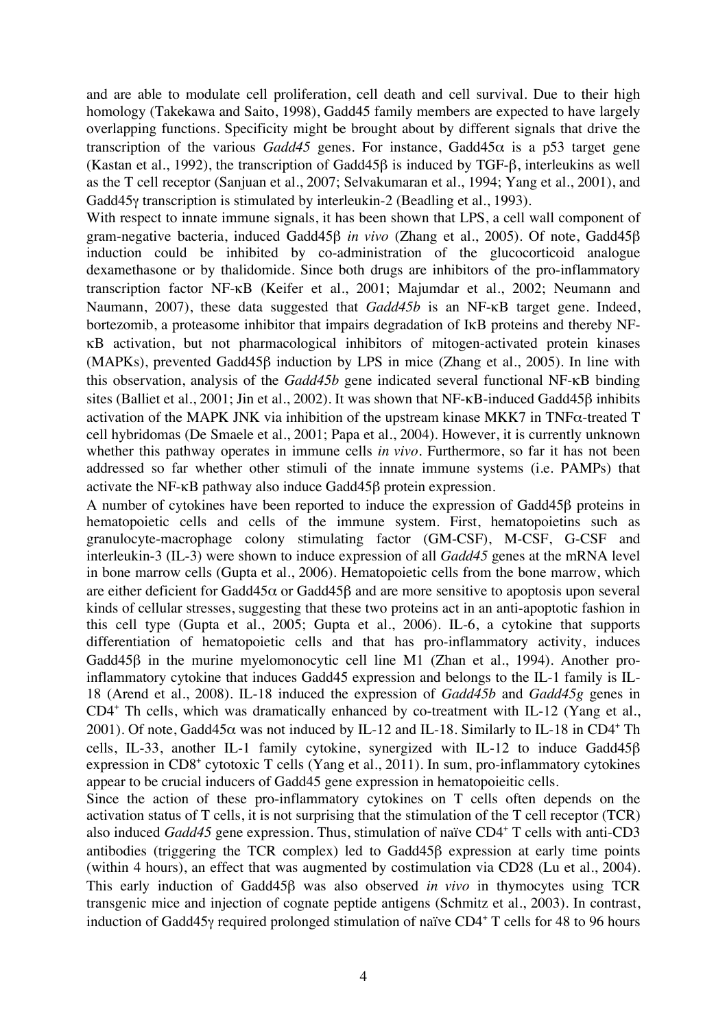and are able to modulate cell proliferation, cell death and cell survival. Due to their high homology (Takekawa and Saito, 1998), Gadd45 family members are expected to have largely overlapping functions. Specificity might be brought about by different signals that drive the transcription of the various *Gadd45* genes. For instance, Gadd45α is a p53 target gene (Kastan et al., 1992), the transcription of Gadd45β is induced by TGF-β, interleukins as well as the T cell receptor (Sanjuan et al., 2007; Selvakumaran et al., 1994; Yang et al., 2001), and Gadd45γ transcription is stimulated by interleukin-2 (Beadling et al., 1993).

With respect to innate immune signals, it has been shown that LPS, a cell wall component of gram-negative bacteria, induced Gadd45β *in vivo* (Zhang et al., 2005). Of note, Gadd45β induction could be inhibited by co-administration of the glucocorticoid analogue dexamethasone or by thalidomide. Since both drugs are inhibitors of the pro-inflammatory transcription factor NF-κB (Keifer et al., 2001; Majumdar et al., 2002; Neumann and Naumann, 2007), these data suggested that *Gadd45b* is an NF-κB target gene. Indeed, bortezomib, a proteasome inhibitor that impairs degradation of IκB proteins and thereby NF-κB activation, but not pharmacological inhibitors of mitogen-activated protein kinases (MAPKs), prevented Gadd45β induction by LPS in mice (Zhang et al., 2005). In line with this observation, analysis of the *Gadd45b* gene indicated several functional NF-κB binding sites (Balliet et al., 2001; Jin et al., 2002). It was shown that NF-κB-induced Gadd45β inhibits activation of the MAPK JNK via inhibition of the upstream kinase MKK7 in TNFα-treated T cell hybridomas (De Smaele et al., 2001; Papa et al., 2004). However, it is currently unknown whether this pathway operates in immune cells *in vivo*. Furthermore, so far it has not been addressed so far whether other stimuli of the innate immune systems (i.e. PAMPs) that activate the NF-κB pathway also induce Gadd45β protein expression.

A number of cytokines have been reported to induce the expression of Gadd45β proteins in hematopoietic cells and cells of the immune system. First, hematopoietins such as granulocyte-macrophage colony stimulating factor (GM-CSF), M-CSF, G-CSF and interleukin-3 (IL-3) were shown to induce expression of all *Gadd45* genes at the mRNA level in bone marrow cells (Gupta et al., 2006). Hematopoietic cells from the bone marrow, which are either deficient for Gadd45α or Gadd45β and are more sensitive to apoptosis upon several kinds of cellular stresses, suggesting that these two proteins act in an anti-apoptotic fashion in this cell type (Gupta et al., 2005; Gupta et al., 2006). IL-6, a cytokine that supports differentiation of hematopoietic cells and that has pro-inflammatory activity, induces Gadd45β in the murine myelomonocytic cell line M1 (Zhan et al., 1994). Another pro-inflammatory cytokine that induces Gadd45 expression and belongs to the IL-1 family is IL-18 (Arend et al., 2008). IL-18 induced the expression of *Gadd45b* and *Gadd45g* genes in $CD4^+$ Th cells, which was dramatically enhanced by co-treatment with IL-12 (Yang et al., 2001). Of note, Gadd45α was not induced by IL-12 and IL-18. Similarly to IL-18 in $CD4^+$ Th cells, IL-33, another IL-1 family cytokine, synergized with IL-12 to induce Gadd45β expression in $CD8^+$ cytotoxic T cells (Yang et al., 2011). In sum, pro-inflammatory cytokines appear to be crucial inducers of Gadd45 gene expression in hematopoieitic cells.

Since the action of these pro-inflammatory cytokines on T cells often depends on the activation status of T cells, it is not surprising that the stimulation of the T cell receptor (TCR) also induced *Gadd45* gene expression. Thus, stimulation of naïve $CD4^+$ T cells with anti-CD3 antibodies (triggering the TCR complex) led to Gadd45β expression at early time points (within 4 hours), an effect that was augmented by costimulation via CD28 (Lu et al., 2004). This early induction of Gadd45β was also observed *in vivo* in thymocytes using TCR transgenic mice and injection of cognate peptide antigens (Schmitz et al., 2003). In contrast, induction of Gadd45γ required prolonged stimulation of naïve $CD4^+$ T cells for 48 to 96 hours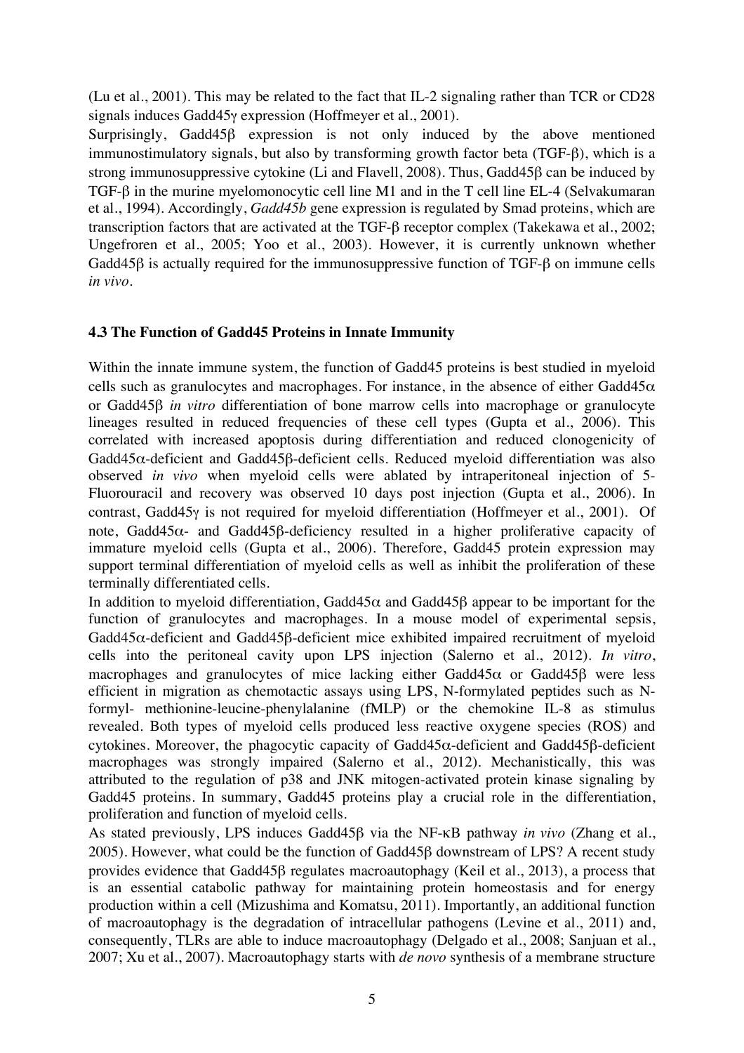(Lu et al., 2001). This may be related to the fact that IL-2 signaling rather than TCR or CD28 signals induces Gadd45γ expression (Hoffmeyer et al., 2001).

Surprisingly, Gadd45β expression is not only induced by the above mentioned immunostimulatory signals, but also by transforming growth factor beta (TGF-β), which is a strong immunosuppressive cytokine (Li and Flavell, 2008). Thus, Gadd45β can be induced by TGF-β in the murine myelomonocytic cell line M1 and in the T cell line EL-4 (Selvakumaran et al., 1994). Accordingly, *Gadd45b* gene expression is regulated by Smad proteins, which are transcription factors that are activated at the TGF-β receptor complex (Takekawa et al., 2002; Ungefroren et al., 2005; Yoo et al., 2003). However, it is currently unknown whether Gadd45β is actually required for the immunosuppressive function of TGF-β on immune cells *in vivo*.

### 4.3 The Function of Gadd45 Proteins in Innate Immunity

Within the innate immune system, the function of Gadd45 proteins is best studied in myeloid cells such as granulocytes and macrophages. For instance, in the absence of either Gadd45α or Gadd45β *in vitro* differentiation of bone marrow cells into macrophage or granulocyte lineages resulted in reduced frequencies of these cell types (Gupta et al., 2006). This correlated with increased apoptosis during differentiation and reduced clonogenicity of Gadd45α-deficient and Gadd45β-deficient cells. Reduced myeloid differentiation was also observed *in vivo* when myeloid cells were ablated by intraperitoneal injection of 5-Fluorouracil and recovery was observed 10 days post injection (Gupta et al., 2006). In contrast, Gadd45γ is not required for myeloid differentiation (Hoffmeyer et al., 2001). Of note, Gadd45α- and Gadd45β-deficiency resulted in a higher proliferative capacity of immature myeloid cells (Gupta et al., 2006). Therefore, Gadd45 protein expression may support terminal differentiation of myeloid cells as well as inhibit the proliferation of these terminally differentiated cells.

In addition to myeloid differentiation, Gadd45α and Gadd45β appear to be important for the function of granulocytes and macrophages. In a mouse model of experimental sepsis, Gadd45α-deficient and Gadd45β-deficient mice exhibited impaired recruitment of myeloid cells into the peritoneal cavity upon LPS injection (Salerno et al., 2012). *In vitro*, macrophages and granulocytes of mice lacking either Gadd45α or Gadd45β were less efficient in migration as chemotactic assays using LPS, N-formylated peptides such as N-formyl- methionine-leucine-phenylalanine (fMLP) or the chemokine IL-8 as stimulus revealed. Both types of myeloid cells produced less reactive oxygene species (ROS) and cytokines. Moreover, the phagocytic capacity of Gadd45α-deficient and Gadd45β-deficient macrophages was strongly impaired (Salerno et al., 2012). Mechanistically, this was attributed to the regulation of p38 and JNK mitogen-activated protein kinase signaling by Gadd45 proteins. In summary, Gadd45 proteins play a crucial role in the differentiation, proliferation and function of myeloid cells.

As stated previously, LPS induces Gadd45β via the NF-κB pathway *in vivo* (Zhang et al., 2005). However, what could be the function of Gadd45β downstream of LPS? A recent study provides evidence that Gadd45β regulates macroautophagy (Keil et al., 2013), a process that is an essential catabolic pathway for maintaining protein homeostasis and for energy production within a cell (Mizushima and Komatsu, 2011). Importantly, an additional function of macroautophagy is the degradation of intracellular pathogens (Levine et al., 2011) and, consequently, TLRs are able to induce macroautophagy (Delgado et al., 2008; Sanjuan et al., 2007; Xu et al., 2007). Macroautophagy starts with *de novo* synthesis of a membrane structure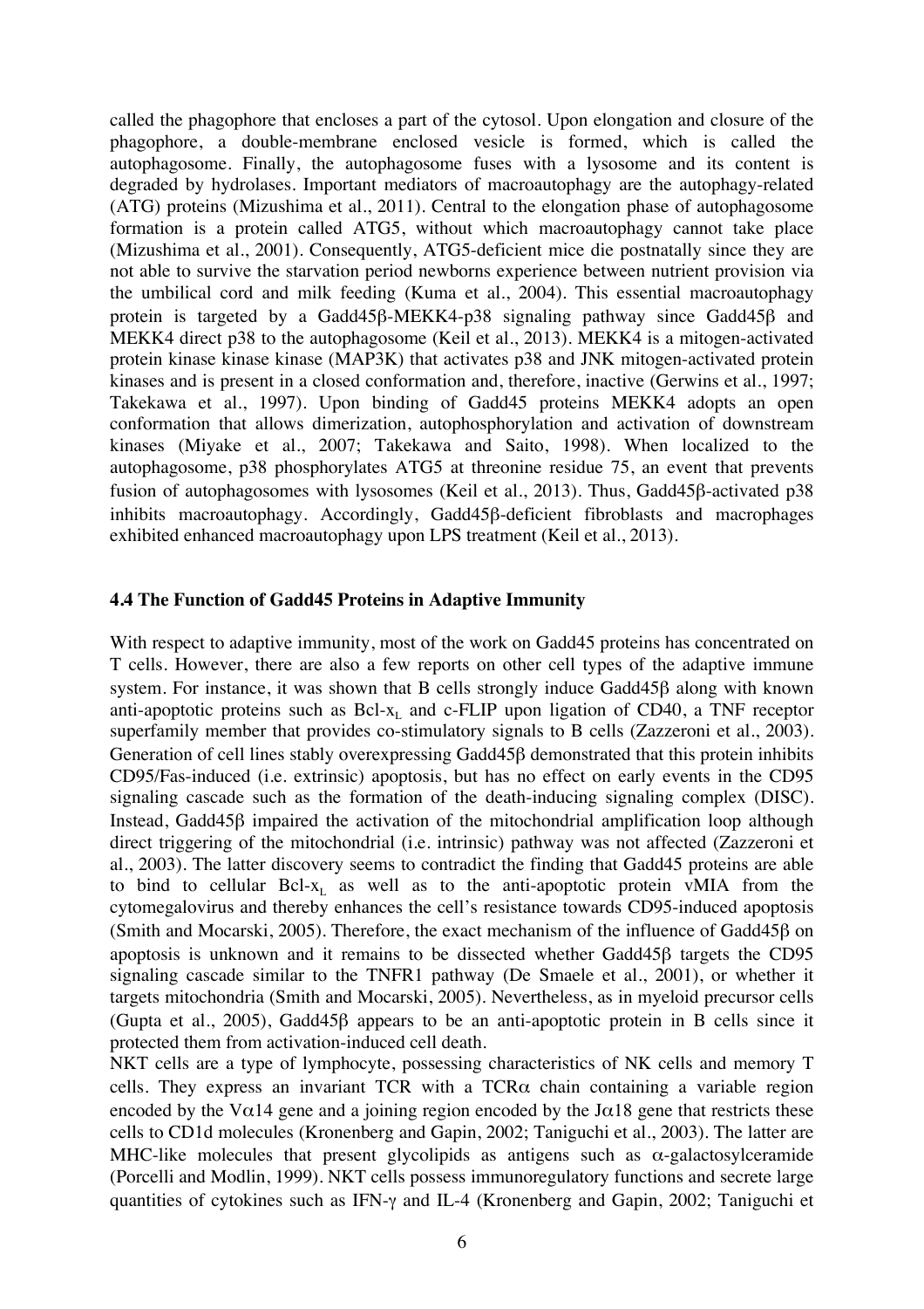called the phagophore that encloses a part of the cytosol. Upon elongation and closure of the phagophore, a double-membrane enclosed vesicle is formed, which is called the autophagosome. Finally, the autophagosome fuses with a lysosome and its content is degraded by hydrolases. Important mediators of macroautophagy are the autophagy-related (ATG) proteins (Mizushima et al., 2011). Central to the elongation phase of autophagosome formation is a protein called ATG5, without which macroautophagy cannot take place (Mizushima et al., 2001). Consequently, ATG5-deficient mice die postnatally since they are not able to survive the starvation period newborns experience between nutrient provision via the umbilical cord and milk feeding (Kuma et al., 2004). This essential macroautophagy protein is targeted by a Gadd45β-MEKK4-p38 signaling pathway since Gadd45β and MEKK4 direct p38 to the autophagosome (Keil et al., 2013). MEKK4 is a mitogen-activated protein kinase kinase kinase (MAP3K) that activates p38 and JNK mitogen-activated protein kinases and is present in a closed conformation and, therefore, inactive (Gerwins et al., 1997; Takekawa et al., 1997). Upon binding of Gadd45 proteins MEKK4 adopts an open conformation that allows dimerization, autophosphorylation and activation of downstream kinases (Miyake et al., 2007; Takekawa and Saito, 1998). When localized to the autophagosome, p38 phosphorylates ATG5 at threonine residue 75, an event that prevents fusion of autophagosomes with lysosomes (Keil et al., 2013). Thus, Gadd45β-activated p38 inhibits macroautophagy. Accordingly, Gadd45β-deficient fibroblasts and macrophages exhibited enhanced macroautophagy upon LPS treatment (Keil et al., 2013).

### 4.4 The Function of Gadd45 Proteins in Adaptive Immunity

With respect to adaptive immunity, most of the work on Gadd45 proteins has concentrated on T cells. However, there are also a few reports on other cell types of the adaptive immune system. For instance, it was shown that B cells strongly induce Gadd45β along with known anti-apoptotic proteins such as Bcl-$x_L$ and c-FLIP upon ligation of CD40, a TNF receptor superfamily member that provides co-stimulatory signals to B cells (Zazzeroni et al., 2003). Generation of cell lines stably overexpressing Gadd45β demonstrated that this protein inhibits CD95/Fas-induced (i.e. extrinsic) apoptosis, but has no effect on early events in the CD95 signaling cascade such as the formation of the death-inducing signaling complex (DISC). Instead, Gadd45β impaired the activation of the mitochondrial amplification loop although direct triggering of the mitochondrial (i.e. intrinsic) pathway was not affected (Zazzeroni et al., 2003). The latter discovery seems to contradict the finding that Gadd45 proteins are able to bind to cellular Bcl-$x_L$ as well as to the anti-apoptotic protein vMIA from the cytomegalovirus and thereby enhances the cell's resistance towards CD95-induced apoptosis (Smith and Mocarski, 2005). Therefore, the exact mechanism of the influence of Gadd45β on apoptosis is unknown and it remains to be dissected whether Gadd45β targets the CD95 signaling cascade similar to the TNFR1 pathway (De Smaele et al., 2001), or whether it targets mitochondria (Smith and Mocarski, 2005). Nevertheless, as in myeloid precursor cells (Gupta et al., 2005), Gadd45β appears to be an anti-apoptotic protein in B cells since it protected them from activation-induced cell death.

NKT cells are a type of lymphocyte, possessing characteristics of NK cells and memory T cells. They express an invariant TCR with a TCRα chain containing a variable region encoded by the Vα14 gene and a joining region encoded by the Jα18 gene that restricts these cells to CD1d molecules (Kronenberg and Gapin, 2002; Taniguchi et al., 2003). The latter are MHC-like molecules that present glycolipids as antigens such as α-galactosylceramide (Porcelli and Modlin, 1999). NKT cells possess immunoregulatory functions and secrete large quantities of cytokines such as IFN-γ and IL-4 (Kronenberg and Gapin, 2002; Taniguchi et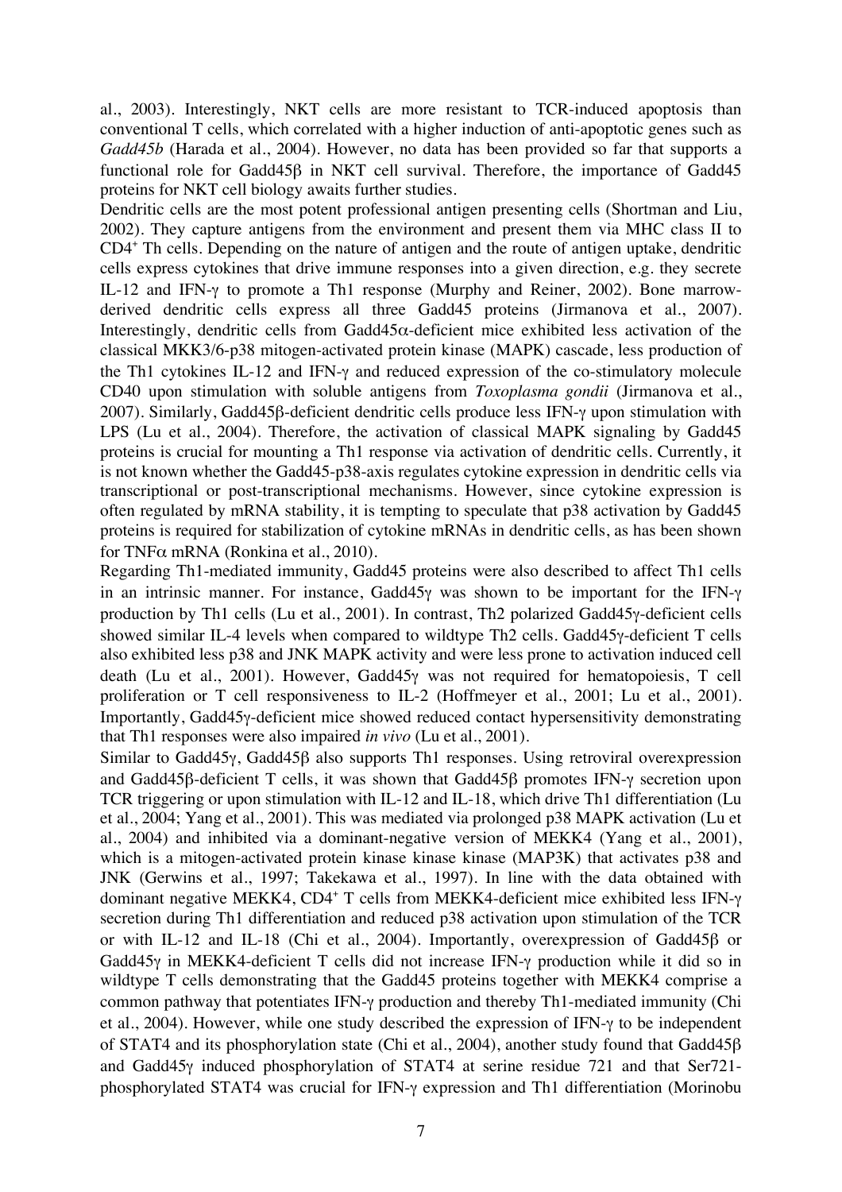al., 2003). Interestingly, NKT cells are more resistant to TCR-induced apoptosis than conventional T cells, which correlated with a higher induction of anti-apoptotic genes such as *Gadd45b* (Harada et al., 2004). However, no data has been provided so far that supports a functional role for Gadd45β in NKT cell survival. Therefore, the importance of Gadd45 proteins for NKT cell biology awaits further studies.

Dendritic cells are the most potent professional antigen presenting cells (Shortman and Liu, 2002). They capture antigens from the environment and present them via MHC class II to $CD4^+$ Th cells. Depending on the nature of antigen and the route of antigen uptake, dendritic cells express cytokines that drive immune responses into a given direction, e.g. they secrete IL-12 and IFN-γ to promote a Th1 response (Murphy and Reiner, 2002). Bone marrow-derived dendritic cells express all three Gadd45 proteins (Jirmanova et al., 2007). Interestingly, dendritic cells from Gadd45α-deficient mice exhibited less activation of the classical MKK3/6-p38 mitogen-activated protein kinase (MAPK) cascade, less production of the Th1 cytokines IL-12 and IFN-γ and reduced expression of the co-stimulatory molecule CD40 upon stimulation with soluble antigens from *Toxoplasma gondii* (Jirmanova et al., 2007). Similarly, Gadd45β-deficient dendritic cells produce less IFN-γ upon stimulation with LPS (Lu et al., 2004). Therefore, the activation of classical MAPK signaling by Gadd45 proteins is crucial for mounting a Th1 response via activation of dendritic cells. Currently, it is not known whether the Gadd45-p38-axis regulates cytokine expression in dendritic cells via transcriptional or post-transcriptional mechanisms. However, since cytokine expression is often regulated by mRNA stability, it is tempting to speculate that p38 activation by Gadd45 proteins is required for stabilization of cytokine mRNAs in dendritic cells, as has been shown for TNFα mRNA (Ronkina et al., 2010).

Regarding Th1-mediated immunity, Gadd45 proteins were also described to affect Th1 cells in an intrinsic manner. For instance, Gadd45γ was shown to be important for the IFN-γ production by Th1 cells (Lu et al., 2001). In contrast, Th2 polarized Gadd45γ-deficient cells showed similar IL-4 levels when compared to wildtype Th2 cells. Gadd45γ-deficient T cells also exhibited less p38 and JNK MAPK activity and were less prone to activation induced cell death (Lu et al., 2001). However, Gadd45γ was not required for hematopoiesis, T cell proliferation or T cell responsiveness to IL-2 (Hoffmeyer et al., 2001; Lu et al., 2001). Importantly, Gadd45γ-deficient mice showed reduced contact hypersensitivity demonstrating that Th1 responses were also impaired *in vivo* (Lu et al., 2001).

Similar to Gadd45γ, Gadd45β also supports Th1 responses. Using retroviral overexpression and Gadd45β-deficient T cells, it was shown that Gadd45β promotes IFN-γ secretion upon TCR triggering or upon stimulation with IL-12 and IL-18, which drive Th1 differentiation (Lu et al., 2004; Yang et al., 2001). This was mediated via prolonged p38 MAPK activation (Lu et al., 2004) and inhibited via a dominant-negative version of MEKK4 (Yang et al., 2001), which is a mitogen-activated protein kinase kinase kinase (MAP3K) that activates p38 and JNK (Gerwins et al., 1997; Takekawa et al., 1997). In line with the data obtained with dominant negative MEKK4, $CD4^+$ T cells from MEKK4-deficient mice exhibited less IFN-γ secretion during Th1 differentiation and reduced p38 activation upon stimulation of the TCR or with IL-12 and IL-18 (Chi et al., 2004). Importantly, overexpression of Gadd45β or Gadd45γ in MEKK4-deficient T cells did not increase IFN-γ production while it did so in wildtype T cells demonstrating that the Gadd45 proteins together with MEKK4 comprise a common pathway that potentiates IFN-γ production and thereby Th1-mediated immunity (Chi et al., 2004). However, while one study described the expression of IFN-γ to be independent of STAT4 and its phosphorylation state (Chi et al., 2004), another study found that Gadd45β and Gadd45γ induced phosphorylation of STAT4 at serine residue 721 and that Ser721-phosphorylated STAT4 was crucial for IFN-γ expression and Th1 differentiation (Morinobu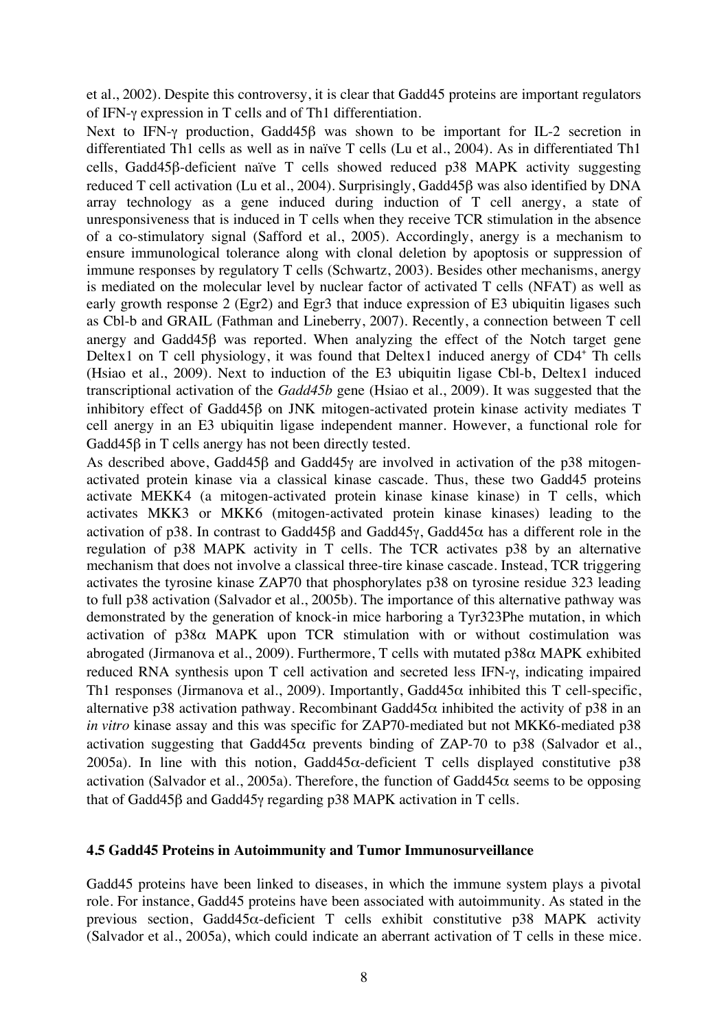et al., 2002). Despite this controversy, it is clear that Gadd45 proteins are important regulators of IFN-γ expression in T cells and of Th1 differentiation.

Next to IFN-γ production, Gadd45β was shown to be important for IL-2 secretion in differentiated Th1 cells as well as in naïve T cells (Lu et al., 2004). As in differentiated Th1 cells, Gadd45β-deficient naïve T cells showed reduced p38 MAPK activity suggesting reduced T cell activation (Lu et al., 2004). Surprisingly, Gadd45β was also identified by DNA array technology as a gene induced during induction of T cell anergy, a state of unresponsiveness that is induced in T cells when they receive TCR stimulation in the absence of a co-stimulatory signal (Safford et al., 2005). Accordingly, anergy is a mechanism to ensure immunological tolerance along with clonal deletion by apoptosis or suppression of immune responses by regulatory T cells (Schwartz, 2003). Besides other mechanisms, anergy is mediated on the molecular level by nuclear factor of activated T cells (NFAT) as well as early growth response 2 (Egr2) and Egr3 that induce expression of E3 ubiquitin ligases such as Cbl-b and GRAIL (Fathman and Lineberry, 2007). Recently, a connection between T cell anergy and Gadd45β was reported. When analyzing the effect of the Notch target gene Deltex1 on T cell physiology, it was found that Deltex1 induced anergy of CD4[+] Th cells (Hsiao et al., 2009). Next to induction of the E3 ubiquitin ligase Cbl-b, Deltex1 induced transcriptional activation of the *Gadd45b* gene (Hsiao et al., 2009). It was suggested that the inhibitory effect of Gadd45β on JNK mitogen-activated protein kinase activity mediates T cell anergy in an E3 ubiquitin ligase independent manner. However, a functional role for Gadd45β in T cells anergy has not been directly tested.

As described above, Gadd45β and Gadd45γ are involved in activation of the p38 mitogen-activated protein kinase via a classical kinase cascade. Thus, these two Gadd45 proteins activate MEKK4 (a mitogen-activated protein kinase kinase kinase) in T cells, which activates MKK3 or MKK6 (mitogen-activated protein kinase kinases) leading to the activation of p38. In contrast to Gadd45β and Gadd45γ, Gadd45α has a different role in the regulation of p38 MAPK activity in T cells. The TCR activates p38 by an alternative mechanism that does not involve a classical three-tire kinase cascade. Instead, TCR triggering activates the tyrosine kinase ZAP70 that phosphorylates p38 on tyrosine residue 323 leading to full p38 activation (Salvador et al., 2005b). The importance of this alternative pathway was demonstrated by the generation of knock-in mice harboring a Tyr323Phe mutation, in which activation of p38α MAPK upon TCR stimulation with or without costimulation was abrogated (Jirmanova et al., 2009). Furthermore, T cells with mutated p38α MAPK exhibited reduced RNA synthesis upon T cell activation and secreted less IFN-γ, indicating impaired Th1 responses (Jirmanova et al., 2009). Importantly, Gadd45α inhibited this T cell-specific, alternative p38 activation pathway. Recombinant Gadd45α inhibited the activity of p38 in an *in vitro* kinase assay and this was specific for ZAP70-mediated but not MKK6-mediated p38 activation suggesting that Gadd45α prevents binding of ZAP-70 to p38 (Salvador et al., 2005a). In line with this notion, Gadd45α-deficient T cells displayed constitutive p38 activation (Salvador et al., 2005a). Therefore, the function of Gadd45α seems to be opposing that of Gadd45β and Gadd45γ regarding p38 MAPK activation in T cells.

### 4.5 Gadd45 Proteins in Autoimmunity and Tumor Immunosurveillance

Gadd45 proteins have been linked to diseases, in which the immune system plays a pivotal role. For instance, Gadd45 proteins have been associated with autoimmunity. As stated in the previous section, Gadd45α-deficient T cells exhibit constitutive p38 MAPK activity (Salvador et al., 2005a), which could indicate an aberrant activation of T cells in these mice.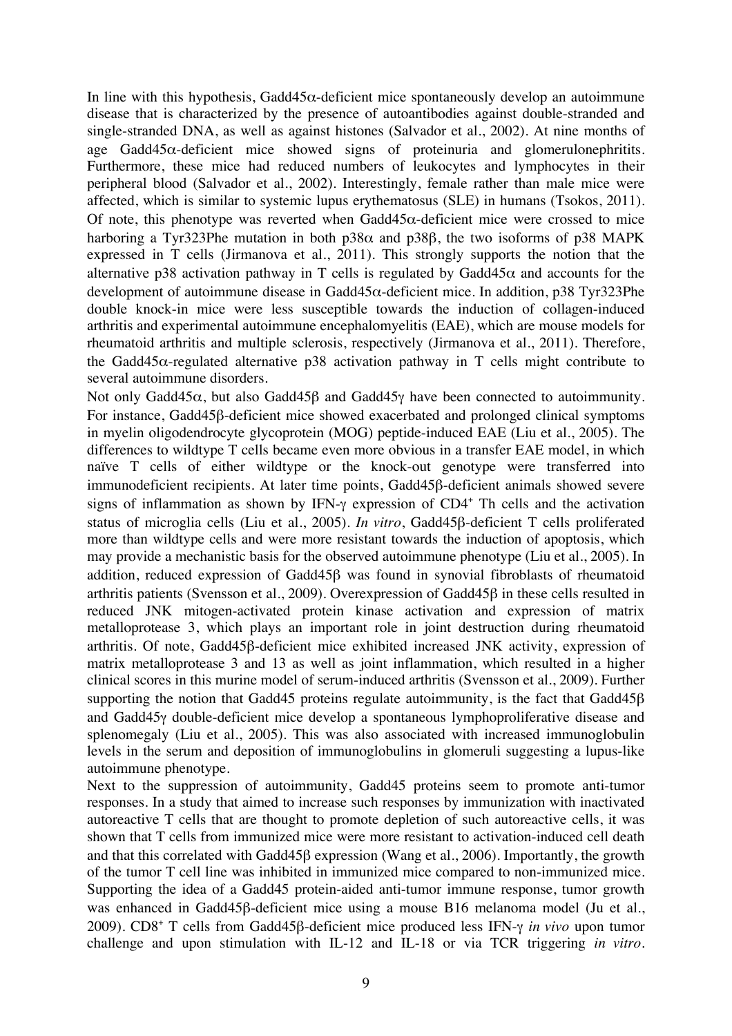In line with this hypothesis, Gadd45α-deficient mice spontaneously develop an autoimmune disease that is characterized by the presence of autoantibodies against double-stranded and single-stranded DNA, as well as against histones (Salvador et al., 2002). At nine months of age Gadd45α-deficient mice showed signs of proteinuria and glomerulonephritits. Furthermore, these mice had reduced numbers of leukocytes and lymphocytes in their peripheral blood (Salvador et al., 2002). Interestingly, female rather than male mice were affected, which is similar to systemic lupus erythematosus (SLE) in humans (Tsokos, 2011). Of note, this phenotype was reverted when Gadd45α-deficient mice were crossed to mice harboring a Tyr323Phe mutation in both p38α and p38β, the two isoforms of p38 MAPK expressed in T cells (Jirmanova et al., 2011). This strongly supports the notion that the alternative p38 activation pathway in T cells is regulated by Gadd45α and accounts for the development of autoimmune disease in Gadd45α-deficient mice. In addition, p38 Tyr323Phe double knock-in mice were less susceptible towards the induction of collagen-induced arthritis and experimental autoimmune encephalomyelitis (EAE), which are mouse models for rheumatoid arthritis and multiple sclerosis, respectively (Jirmanova et al., 2011). Therefore, the Gadd45α-regulated alternative p38 activation pathway in T cells might contribute to several autoimmune disorders.

Not only Gadd45α, but also Gadd45β and Gadd45γ have been connected to autoimmunity. For instance, Gadd45β-deficient mice showed exacerbated and prolonged clinical symptoms in myelin oligodendrocyte glycoprotein (MOG) peptide-induced EAE (Liu et al., 2005). The differences to wildtype T cells became even more obvious in a transfer EAE model, in which naïve T cells of either wildtype or the knock-out genotype were transferred into immunodeficient recipients. At later time points, Gadd45β-deficient animals showed severe signs of inflammation as shown by IFN-γ expression of CD4$^+$ Th cells and the activation status of microglia cells (Liu et al., 2005). *In vitro*, Gadd45β-deficient T cells proliferated more than wildtype cells and were more resistant towards the induction of apoptosis, which may provide a mechanistic basis for the observed autoimmune phenotype (Liu et al., 2005). In addition, reduced expression of Gadd45β was found in synovial fibroblasts of rheumatoid arthritis patients (Svensson et al., 2009). Overexpression of Gadd45β in these cells resulted in reduced JNK mitogen-activated protein kinase activation and expression of matrix metalloprotease 3, which plays an important role in joint destruction during rheumatoid arthritis. Of note, Gadd45β-deficient mice exhibited increased JNK activity, expression of matrix metalloprotease 3 and 13 as well as joint inflammation, which resulted in a higher clinical scores in this murine model of serum-induced arthritis (Svensson et al., 2009). Further supporting the notion that Gadd45 proteins regulate autoimmunity, is the fact that Gadd45β and Gadd45γ double-deficient mice develop a spontaneous lymphoproliferative disease and splenomegaly (Liu et al., 2005). This was also associated with increased immunoglobulin levels in the serum and deposition of immunoglobulins in glomeruli suggesting a lupus-like autoimmune phenotype.

Next to the suppression of autoimmunity, Gadd45 proteins seem to promote anti-tumor responses. In a study that aimed to increase such responses by immunization with inactivated autoreactive T cells that are thought to promote depletion of such autoreactive cells, it was shown that T cells from immunized mice were more resistant to activation-induced cell death and that this correlated with Gadd45β expression (Wang et al., 2006). Importantly, the growth of the tumor T cell line was inhibited in immunized mice compared to non-immunized mice. Supporting the idea of a Gadd45 protein-aided anti-tumor immune response, tumor growth was enhanced in Gadd45β-deficient mice using a mouse B16 melanoma model (Ju et al., 2009). CD8$^+$ T cells from Gadd45β-deficient mice produced less IFN-γ *in vivo* upon tumor challenge and upon stimulation with IL-12 and IL-18 or via TCR triggering *in vitro*.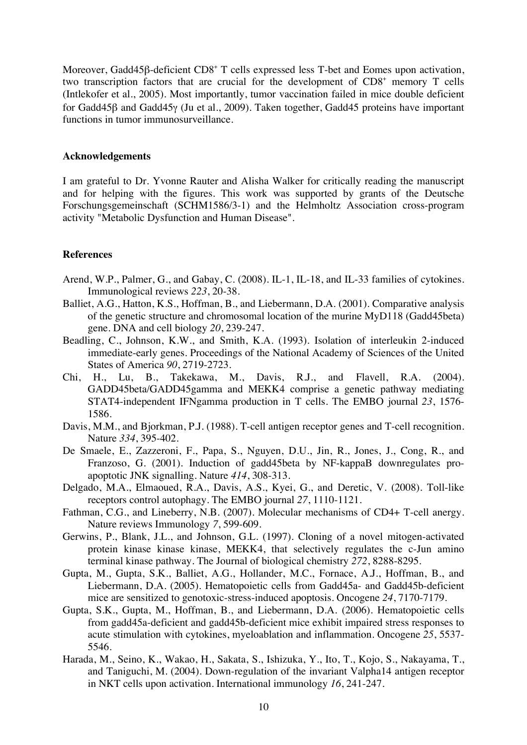Moreover, Gadd45β-deficient CD8⁺ T cells expressed less T-bet and Eomes upon activation, two transcription factors that are crucial for the development of CD8⁺ memory T cells (Intlekofer et al., 2005). Most importantly, tumor vaccination failed in mice double deficient for Gadd45β and Gadd45γ (Ju et al., 2009). Taken together, Gadd45 proteins have important functions in tumor immunosurveillance.

## Acknowledgements

I am grateful to Dr. Yvonne Rauter and Alisha Walker for critically reading the manuscript and for helping with the figures. This work was supported by grants of the Deutsche Forschungsgemeinschaft (SCHM1586/3-1) and the Helmholtz Association cross-program activity "Metabolic Dysfunction and Human Disease".

## References

Arend, W.P., Palmer, G., and Gabay, C. (2008). IL-1, IL-18, and IL-33 families of cytokines. Immunological reviews *223*, 20-38.

Balliet, A.G., Hatton, K.S., Hoffman, B., and Liebermann, D.A. (2001). Comparative analysis of the genetic structure and chromosomal location of the murine MyD118 (Gadd45beta) gene. DNA and cell biology *20*, 239-247.

Beadling, C., Johnson, K.W., and Smith, K.A. (1993). Isolation of interleukin 2-induced immediate-early genes. Proceedings of the National Academy of Sciences of the United States of America *90*, 2719-2723.

Chi, H., Lu, B., Takekawa, M., Davis, R.J., and Flavell, R.A. (2004). GADD45beta/GADD45gamma and MEKK4 comprise a genetic pathway mediating STAT4-independent IFNgamma production in T cells. The EMBO journal *23*, 1576-1586.

Davis, M.M., and Bjorkman, P.J. (1988). T-cell antigen receptor genes and T-cell recognition. Nature *334*, 395-402.

De Smaele, E., Zazzeroni, F., Papa, S., Nguyen, D.U., Jin, R., Jones, J., Cong, R., and Franzoso, G. (2001). Induction of gadd45beta by NF-kappaB downregulates pro-apoptotic JNK signalling. Nature *414*, 308-313.

Delgado, M.A., Elmaoued, R.A., Davis, A.S., Kyei, G., and Deretic, V. (2008). Toll-like receptors control autophagy. The EMBO journal *27*, 1110-1121.

Fathman, C.G., and Lineberry, N.B. (2007). Molecular mechanisms of CD4+ T-cell anergy. Nature reviews Immunology *7*, 599-609.

Gerwins, P., Blank, J.L., and Johnson, G.L. (1997). Cloning of a novel mitogen-activated protein kinase kinase kinase, MEKK4, that selectively regulates the c-Jun amino terminal kinase pathway. The Journal of biological chemistry *272*, 8288-8295.

Gupta, M., Gupta, S.K., Balliet, A.G., Hollander, M.C., Fornace, A.J., Hoffman, B., and Liebermann, D.A. (2005). Hematopoietic cells from Gadd45a- and Gadd45b-deficient mice are sensitized to genotoxic-stress-induced apoptosis. Oncogene *24*, 7170-7179.

Gupta, S.K., Gupta, M., Hoffman, B., and Liebermann, D.A. (2006). Hematopoietic cells from gadd45a-deficient and gadd45b-deficient mice exhibit impaired stress responses to acute stimulation with cytokines, myeloablation and inflammation. Oncogene *25*, 5537-5546.

Harada, M., Seino, K., Wakao, H., Sakata, S., Ishizuka, Y., Ito, T., Kojo, S., Nakayama, T., and Taniguchi, M. (2004). Down-regulation of the invariant Valpha14 antigen receptor in NKT cells upon activation. International immunology *16*, 241-247.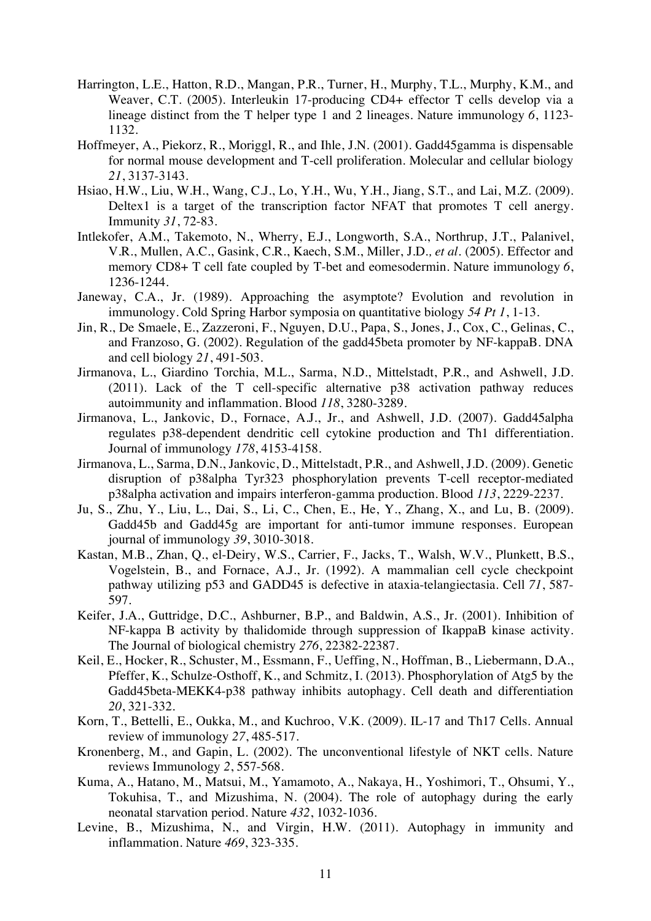Harrington, L.E., Hatton, R.D., Mangan, P.R., Turner, H., Murphy, T.L., Murphy, K.M., and Weaver, C.T. (2005). Interleukin 17-producing CD4+ effector T cells develop via a lineage distinct from the T helper type 1 and 2 lineages. Nature immunology *6*, 1123-1132.

Hoffmeyer, A., Piekorz, R., Moriggl, R., and Ihle, J.N. (2001). Gadd45gamma is dispensable for normal mouse development and T-cell proliferation. Molecular and cellular biology *21*, 3137-3143.

Hsiao, H.W., Liu, W.H., Wang, C.J., Lo, Y.H., Wu, Y.H., Jiang, S.T., and Lai, M.Z. (2009). Deltex1 is a target of the transcription factor NFAT that promotes T cell anergy. Immunity *31*, 72-83.

Intlekofer, A.M., Takemoto, N., Wherry, E.J., Longworth, S.A., Northrup, J.T., Palanivel, V.R., Mullen, A.C., Gasink, C.R., Kaech, S.M., Miller, J.D.*, et al.* (2005). Effector and memory CD8+ T cell fate coupled by T-bet and eomesodermin. Nature immunology *6*, 1236-1244.

Janeway, C.A., Jr. (1989). Approaching the asymptote? Evolution and revolution in immunology. Cold Spring Harbor symposia on quantitative biology *54 Pt 1*, 1-13.

Jin, R., De Smaele, E., Zazzeroni, F., Nguyen, D.U., Papa, S., Jones, J., Cox, C., Gelinas, C., and Franzoso, G. (2002). Regulation of the gadd45beta promoter by NF-kappaB. DNA and cell biology *21*, 491-503.

Jirmanova, L., Giardino Torchia, M.L., Sarma, N.D., Mittelstadt, P.R., and Ashwell, J.D. (2011). Lack of the T cell-specific alternative p38 activation pathway reduces autoimmunity and inflammation. Blood *118*, 3280-3289.

Jirmanova, L., Jankovic, D., Fornace, A.J., Jr., and Ashwell, J.D. (2007). Gadd45alpha regulates p38-dependent dendritic cell cytokine production and Th1 differentiation. Journal of immunology *178*, 4153-4158.

Jirmanova, L., Sarma, D.N., Jankovic, D., Mittelstadt, P.R., and Ashwell, J.D. (2009). Genetic disruption of p38alpha Tyr323 phosphorylation prevents T-cell receptor-mediated p38alpha activation and impairs interferon-gamma production. Blood *113*, 2229-2237.

Ju, S., Zhu, Y., Liu, L., Dai, S., Li, C., Chen, E., He, Y., Zhang, X., and Lu, B. (2009). Gadd45b and Gadd45g are important for anti-tumor immune responses. European journal of immunology *39*, 3010-3018.

Kastan, M.B., Zhan, Q., el-Deiry, W.S., Carrier, F., Jacks, T., Walsh, W.V., Plunkett, B.S., Vogelstein, B., and Fornace, A.J., Jr. (1992). A mammalian cell cycle checkpoint pathway utilizing p53 and GADD45 is defective in ataxia-telangiectasia. Cell *71*, 587-597.

Keifer, J.A., Guttridge, D.C., Ashburner, B.P., and Baldwin, A.S., Jr. (2001). Inhibition of NF-kappa B activity by thalidomide through suppression of IkappaB kinase activity. The Journal of biological chemistry *276*, 22382-22387.

Keil, E., Hocker, R., Schuster, M., Essmann, F., Ueffing, N., Hoffman, B., Liebermann, D.A., Pfeffer, K., Schulze-Osthoff, K., and Schmitz, I. (2013). Phosphorylation of Atg5 by the Gadd45beta-MEKK4-p38 pathway inhibits autophagy. Cell death and differentiation *20*, 321-332.

Korn, T., Bettelli, E., Oukka, M., and Kuchroo, V.K. (2009). IL-17 and Th17 Cells. Annual review of immunology *27*, 485-517.

Kronenberg, M., and Gapin, L. (2002). The unconventional lifestyle of NKT cells. Nature reviews Immunology *2*, 557-568.

Kuma, A., Hatano, M., Matsui, M., Yamamoto, A., Nakaya, H., Yoshimori, T., Ohsumi, Y., Tokuhisa, T., and Mizushima, N. (2004). The role of autophagy during the early neonatal starvation period. Nature *432*, 1032-1036.

Levine, B., Mizushima, N., and Virgin, H.W. (2011). Autophagy in immunity and inflammation. Nature *469*, 323-335.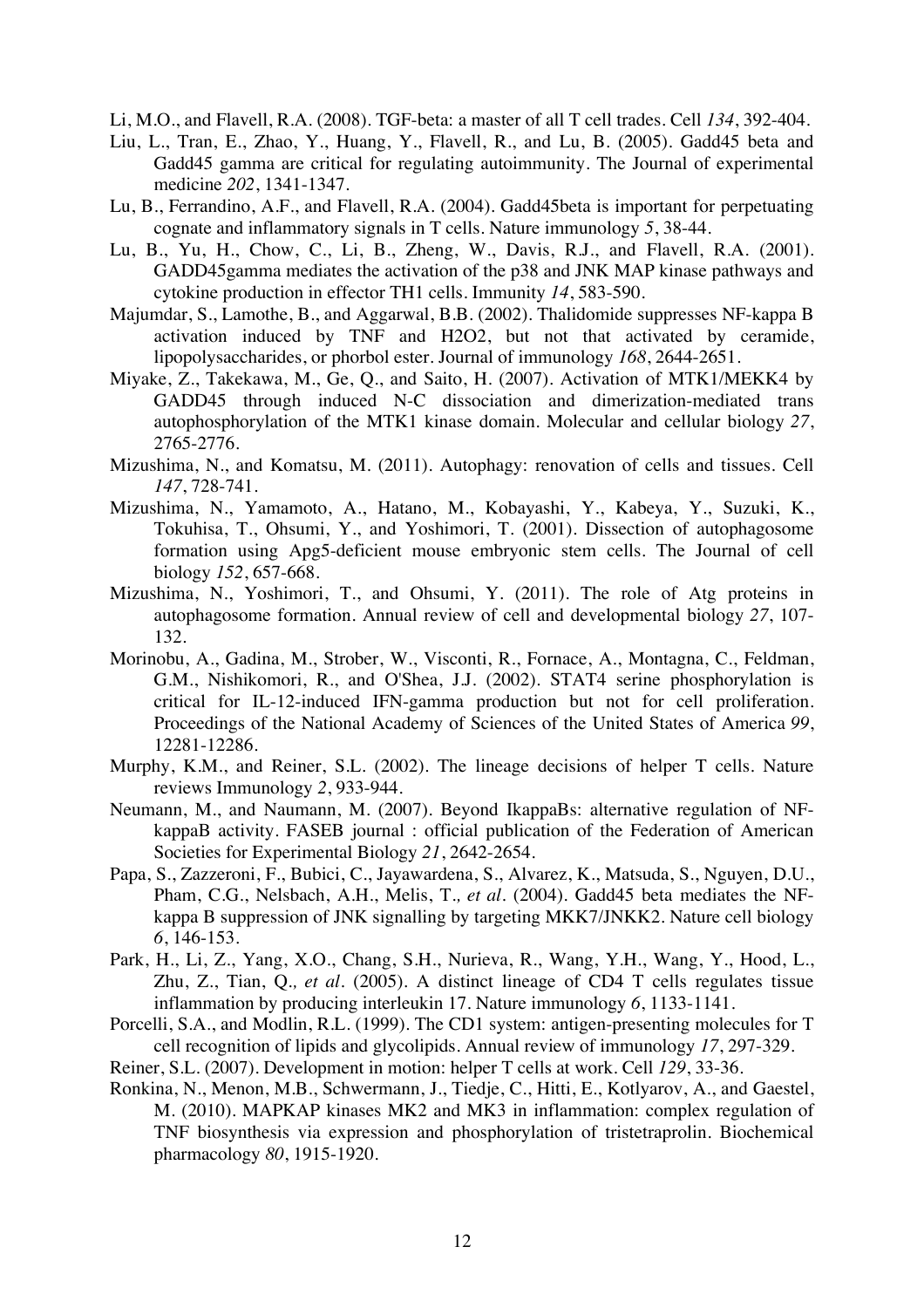Li, M.O., and Flavell, R.A. (2008). TGF-beta: a master of all T cell trades. Cell *134*, 392-404.

Liu, L., Tran, E., Zhao, Y., Huang, Y., Flavell, R., and Lu, B. (2005). Gadd45 beta and Gadd45 gamma are critical for regulating autoimmunity. The Journal of experimental medicine *202*, 1341-1347.

Lu, B., Ferrandino, A.F., and Flavell, R.A. (2004). Gadd45beta is important for perpetuating cognate and inflammatory signals in T cells. Nature immunology *5*, 38-44.

Lu, B., Yu, H., Chow, C., Li, B., Zheng, W., Davis, R.J., and Flavell, R.A. (2001). GADD45gamma mediates the activation of the p38 and JNK MAP kinase pathways and cytokine production in effector TH1 cells. Immunity *14*, 583-590.

Majumdar, S., Lamothe, B., and Aggarwal, B.B. (2002). Thalidomide suppresses NF-kappa B activation induced by TNF and H2O2, but not that activated by ceramide, lipopolysaccharides, or phorbol ester. Journal of immunology *168*, 2644-2651.

Miyake, Z., Takekawa, M., Ge, Q., and Saito, H. (2007). Activation of MTK1/MEKK4 by GADD45 through induced N-C dissociation and dimerization-mediated trans autophosphorylation of the MTK1 kinase domain. Molecular and cellular biology *27*, 2765-2776.

Mizushima, N., and Komatsu, M. (2011). Autophagy: renovation of cells and tissues. Cell *147*, 728-741.

Mizushima, N., Yamamoto, A., Hatano, M., Kobayashi, Y., Kabeya, Y., Suzuki, K., Tokuhisa, T., Ohsumi, Y., and Yoshimori, T. (2001). Dissection of autophagosome formation using Apg5-deficient mouse embryonic stem cells. The Journal of cell biology *152*, 657-668.

Mizushima, N., Yoshimori, T., and Ohsumi, Y. (2011). The role of Atg proteins in autophagosome formation. Annual review of cell and developmental biology *27*, 107-132.

Morinobu, A., Gadina, M., Strober, W., Visconti, R., Fornace, A., Montagna, C., Feldman, G.M., Nishikomori, R., and O'Shea, J.J. (2002). STAT4 serine phosphorylation is critical for IL-12-induced IFN-gamma production but not for cell proliferation. Proceedings of the National Academy of Sciences of the United States of America *99*, 12281-12286.

Murphy, K.M., and Reiner, S.L. (2002). The lineage decisions of helper T cells. Nature reviews Immunology *2*, 933-944.

Neumann, M., and Naumann, M. (2007). Beyond IkappaBs: alternative regulation of NF-kappaB activity. FASEB journal : official publication of the Federation of American Societies for Experimental Biology *21*, 2642-2654.

Papa, S., Zazzeroni, F., Bubici, C., Jayawardena, S., Alvarez, K., Matsuda, S., Nguyen, D.U., Pham, C.G., Nelsbach, A.H., Melis, T.*, et al.* (2004). Gadd45 beta mediates the NF-kappa B suppression of JNK signalling by targeting MKK7/JNKK2. Nature cell biology *6*, 146-153.

Park, H., Li, Z., Yang, X.O., Chang, S.H., Nurieva, R., Wang, Y.H., Wang, Y., Hood, L., Zhu, Z., Tian, Q.*, et al.* (2005). A distinct lineage of CD4 T cells regulates tissue inflammation by producing interleukin 17. Nature immunology *6*, 1133-1141.

Porcelli, S.A., and Modlin, R.L. (1999). The CD1 system: antigen-presenting molecules for T cell recognition of lipids and glycolipids. Annual review of immunology *17*, 297-329.

Reiner, S.L. (2007). Development in motion: helper T cells at work. Cell *129*, 33-36.

Ronkina, N., Menon, M.B., Schwermann, J., Tiedje, C., Hitti, E., Kotlyarov, A., and Gaestel, M. (2010). MAPKAP kinases MK2 and MK3 in inflammation: complex regulation of TNF biosynthesis via expression and phosphorylation of tristetraprolin. Biochemical pharmacology *80*, 1915-1920.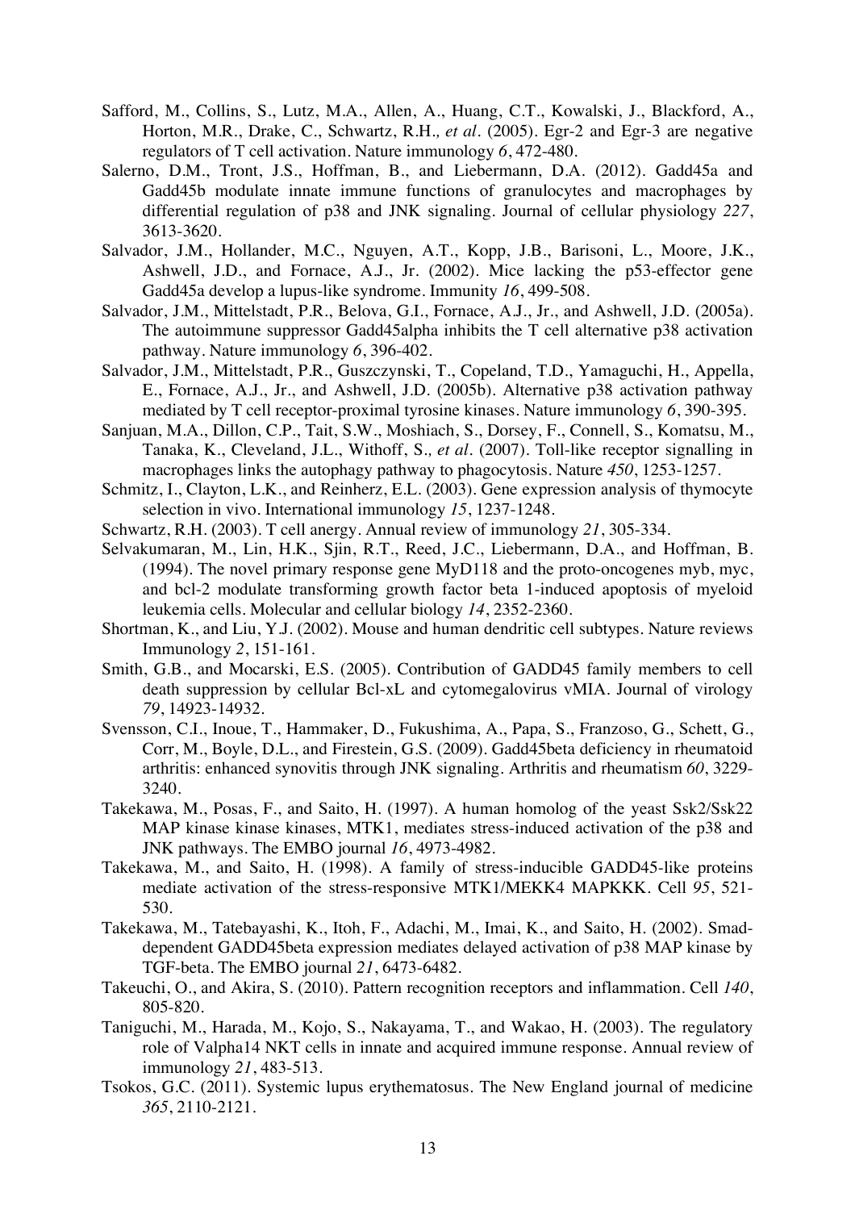Safford, M., Collins, S., Lutz, M.A., Allen, A., Huang, C.T., Kowalski, J., Blackford, A., Horton, M.R., Drake, C., Schwartz, R.H., *et al*. (2005). Egr-2 and Egr-3 are negative regulators of T cell activation. Nature immunology *6*, 472-480.

Salerno, D.M., Tront, J.S., Hoffman, B., and Liebermann, D.A. (2012). Gadd45a and Gadd45b modulate innate immune functions of granulocytes and macrophages by differential regulation of p38 and JNK signaling. Journal of cellular physiology *227*, 3613-3620.

Salvador, J.M., Hollander, M.C., Nguyen, A.T., Kopp, J.B., Barisoni, L., Moore, J.K., Ashwell, J.D., and Fornace, A.J., Jr. (2002). Mice lacking the p53-effector gene Gadd45a develop a lupus-like syndrome. Immunity *16*, 499-508.

Salvador, J.M., Mittelstadt, P.R., Belova, G.I., Fornace, A.J., Jr., and Ashwell, J.D. (2005a). The autoimmune suppressor Gadd45alpha inhibits the T cell alternative p38 activation pathway. Nature immunology *6*, 396-402.

Salvador, J.M., Mittelstadt, P.R., Guszczynski, T., Copeland, T.D., Yamaguchi, H., Appella, E., Fornace, A.J., Jr., and Ashwell, J.D. (2005b). Alternative p38 activation pathway mediated by T cell receptor-proximal tyrosine kinases. Nature immunology *6*, 390-395.

Sanjuan, M.A., Dillon, C.P., Tait, S.W., Moshiach, S., Dorsey, F., Connell, S., Komatsu, M., Tanaka, K., Cleveland, J.L., Withoff, S., *et al*. (2007). Toll-like receptor signalling in macrophages links the autophagy pathway to phagocytosis. Nature *450*, 1253-1257.

Schmitz, I., Clayton, L.K., and Reinherz, E.L. (2003). Gene expression analysis of thymocyte selection in vivo. International immunology *15*, 1237-1248.

Schwartz, R.H. (2003). T cell anergy. Annual review of immunology *21*, 305-334.

Selvakumaran, M., Lin, H.K., Sjin, R.T., Reed, J.C., Liebermann, D.A., and Hoffman, B. (1994). The novel primary response gene MyD118 and the proto-oncogenes myb, myc, and bcl-2 modulate transforming growth factor beta 1-induced apoptosis of myeloid leukemia cells. Molecular and cellular biology *14*, 2352-2360.

Shortman, K., and Liu, Y.J. (2002). Mouse and human dendritic cell subtypes. Nature reviews Immunology *2*, 151-161.

Smith, G.B., and Mocarski, E.S. (2005). Contribution of GADD45 family members to cell death suppression by cellular Bcl-xL and cytomegalovirus vMIA. Journal of virology *79*, 14923-14932.

Svensson, C.I., Inoue, T., Hammaker, D., Fukushima, A., Papa, S., Franzoso, G., Schett, G., Corr, M., Boyle, D.L., and Firestein, G.S. (2009). Gadd45beta deficiency in rheumatoid arthritis: enhanced synovitis through JNK signaling. Arthritis and rheumatism *60*, 3229-3240.

Takekawa, M., Posas, F., and Saito, H. (1997). A human homolog of the yeast Ssk2/Ssk22 MAP kinase kinase kinases, MTK1, mediates stress-induced activation of the p38 and JNK pathways. The EMBO journal *16*, 4973-4982.

Takekawa, M., and Saito, H. (1998). A family of stress-inducible GADD45-like proteins mediate activation of the stress-responsive MTK1/MEKK4 MAPKKK. Cell *95*, 521-530.

Takekawa, M., Tatebayashi, K., Itoh, F., Adachi, M., Imai, K., and Saito, H. (2002). Smad-dependent GADD45beta expression mediates delayed activation of p38 MAP kinase by TGF-beta. The EMBO journal *21*, 6473-6482.

Takeuchi, O., and Akira, S. (2010). Pattern recognition receptors and inflammation. Cell *140*, 805-820.

Taniguchi, M., Harada, M., Kojo, S., Nakayama, T., and Wakao, H. (2003). The regulatory role of Valpha14 NKT cells in innate and acquired immune response. Annual review of immunology *21*, 483-513.

Tsokos, G.C. (2011). Systemic lupus erythematosus. The New England journal of medicine *365*, 2110-2121.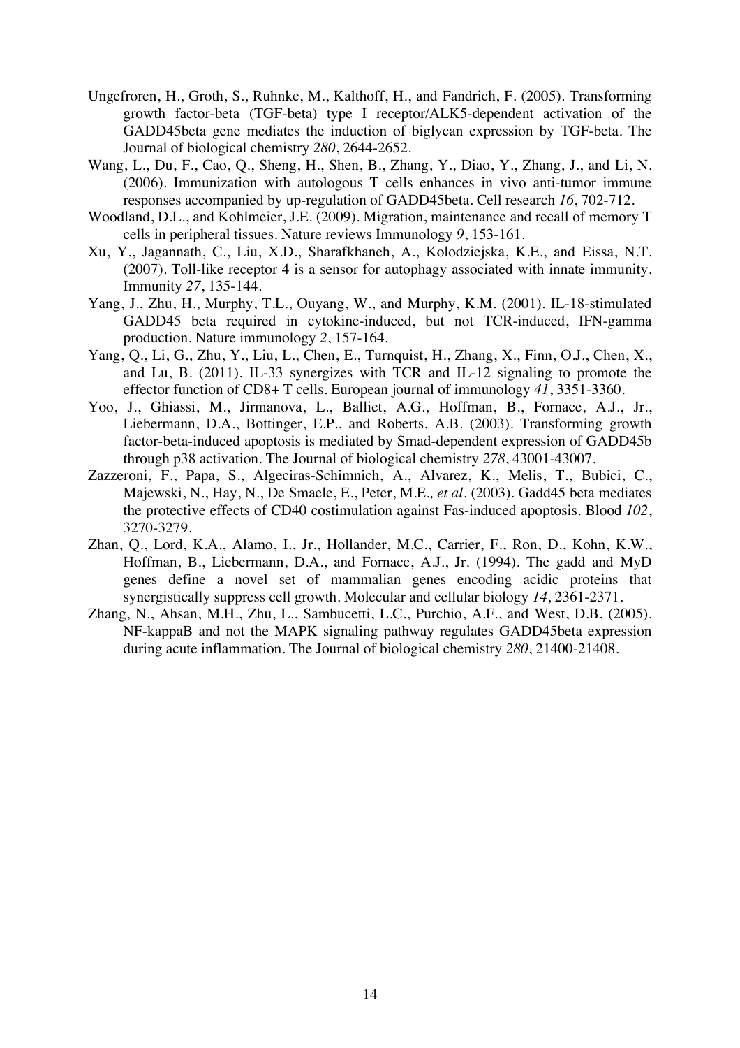Ungefroren, H., Groth, S., Ruhnke, M., Kalthoff, H., and Fandrich, F. (2005). Transforming growth factor-beta (TGF-beta) type I receptor/ALK5-dependent activation of the GADD45beta gene mediates the induction of biglycan expression by TGF-beta. The Journal of biological chemistry *280*, 2644-2652.

Wang, L., Du, F., Cao, Q., Sheng, H., Shen, B., Zhang, Y., Diao, Y., Zhang, J., and Li, N. (2006). Immunization with autologous T cells enhances in vivo anti-tumor immune responses accompanied by up-regulation of GADD45beta. Cell research *16*, 702-712.

Woodland, D.L., and Kohlmeier, J.E. (2009). Migration, maintenance and recall of memory T cells in peripheral tissues. Nature reviews Immunology *9*, 153-161.

Xu, Y., Jagannath, C., Liu, X.D., Sharafkhaneh, A., Kolodziejska, K.E., and Eissa, N.T. (2007). Toll-like receptor 4 is a sensor for autophagy associated with innate immunity. Immunity *27*, 135-144.

Yang, J., Zhu, H., Murphy, T.L., Ouyang, W., and Murphy, K.M. (2001). IL-18-stimulated GADD45 beta required in cytokine-induced, but not TCR-induced, IFN-gamma production. Nature immunology *2*, 157-164.

Yang, Q., Li, G., Zhu, Y., Liu, L., Chen, E., Turnquist, H., Zhang, X., Finn, O.J., Chen, X., and Lu, B. (2011). IL-33 synergizes with TCR and IL-12 signaling to promote the effector function of CD8+ T cells. European journal of immunology *41*, 3351-3360.

Yoo, J., Ghiassi, M., Jirmanova, L., Balliet, A.G., Hoffman, B., Fornace, A.J., Jr., Liebermann, D.A., Bottinger, E.P., and Roberts, A.B. (2003). Transforming growth factor-beta-induced apoptosis is mediated by Smad-dependent expression of GADD45b through p38 activation. The Journal of biological chemistry *278*, 43001-43007.

Zazzeroni, F., Papa, S., Algeciras-Schimnich, A., Alvarez, K., Melis, T., Bubici, C., Majewski, N., Hay, N., De Smaele, E., Peter, M.E.*, et al.* (2003). Gadd45 beta mediates the protective effects of CD40 costimulation against Fas-induced apoptosis. Blood *102*, 3270-3279.

Zhan, Q., Lord, K.A., Alamo, I., Jr., Hollander, M.C., Carrier, F., Ron, D., Kohn, K.W., Hoffman, B., Liebermann, D.A., and Fornace, A.J., Jr. (1994). The gadd and MyD genes define a novel set of mammalian genes encoding acidic proteins that synergistically suppress cell growth. Molecular and cellular biology *14*, 2361-2371.

Zhang, N., Ahsan, M.H., Zhu, L., Sambucetti, L.C., Purchio, A.F., and West, D.B. (2005). NF-kappaB and not the MAPK signaling pathway regulates GADD45beta expression during acute inflammation. The Journal of biological chemistry *280*, 21400-21408.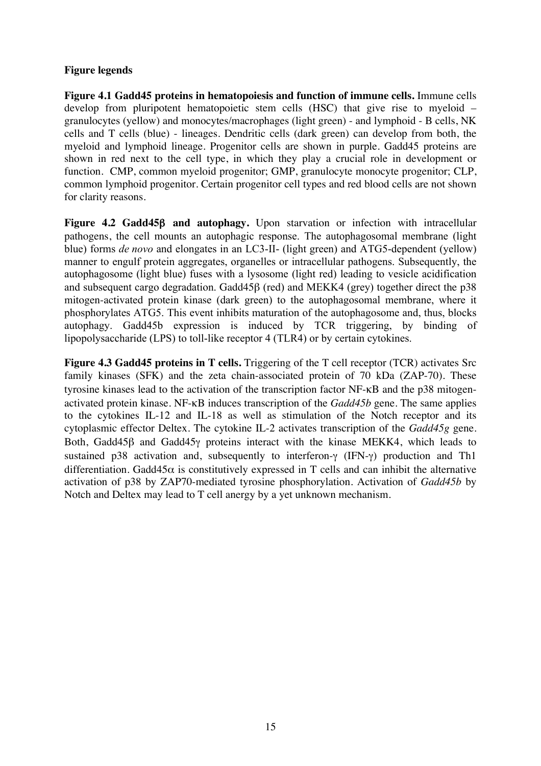**Figure legends**

**Figure 4.1 Gadd45 proteins in hematopoiesis and function of immune cells.** Immune cells develop from pluripotent hematopoietic stem cells (HSC) that give rise to myeloid – granulocytes (yellow) and monocytes/macrophages (light green) - and lymphoid - B cells, NK cells and T cells (blue) - lineages. Dendritic cells (dark green) can develop from both, the myeloid and lymphoid lineage. Progenitor cells are shown in purple. Gadd45 proteins are shown in red next to the cell type, in which they play a crucial role in development or function. CMP, common myeloid progenitor; GMP, granulocyte monocyte progenitor; CLP, common lymphoid progenitor. Certain progenitor cell types and red blood cells are not shown for clarity reasons.

**Figure 4.2 Gadd45β and autophagy.** Upon starvation or infection with intracellular pathogens, the cell mounts an autophagic response. The autophagosomal membrane (light blue) forms *de novo* and elongates in an LC3-II- (light green) and ATG5-dependent (yellow) manner to engulf protein aggregates, organelles or intracellular pathogens. Subsequently, the autophagosome (light blue) fuses with a lysosome (light red) leading to vesicle acidification and subsequent cargo degradation. Gadd45β (red) and MEKK4 (grey) together direct the p38 mitogen-activated protein kinase (dark green) to the autophagosomal membrane, where it phosphorylates ATG5. This event inhibits maturation of the autophagosome and, thus, blocks autophagy. Gadd45b expression is induced by TCR triggering, by binding of lipopolysaccharide (LPS) to toll-like receptor 4 (TLR4) or by certain cytokines.

**Figure 4.3 Gadd45 proteins in T cells.** Triggering of the T cell receptor (TCR) activates Src family kinases (SFK) and the zeta chain-associated protein of 70 kDa (ZAP-70). These tyrosine kinases lead to the activation of the transcription factor NF-κB and the p38 mitogen-activated protein kinase. NF-κB induces transcription of the *Gadd45b* gene. The same applies to the cytokines IL-12 and IL-18 as well as stimulation of the Notch receptor and its cytoplasmic effector Deltex. The cytokine IL-2 activates transcription of the *Gadd45g* gene. Both, Gadd45β and Gadd45γ proteins interact with the kinase MEKK4, which leads to sustained p38 activation and, subsequently to interferon-γ (IFN-γ) production and Th1 differentiation. Gadd45α is constitutively expressed in T cells and can inhibit the alternative activation of p38 by ZAP70-mediated tyrosine phosphorylation. Activation of *Gadd45b* by Notch and Deltex may lead to T cell anergy by a yet unknown mechanism.